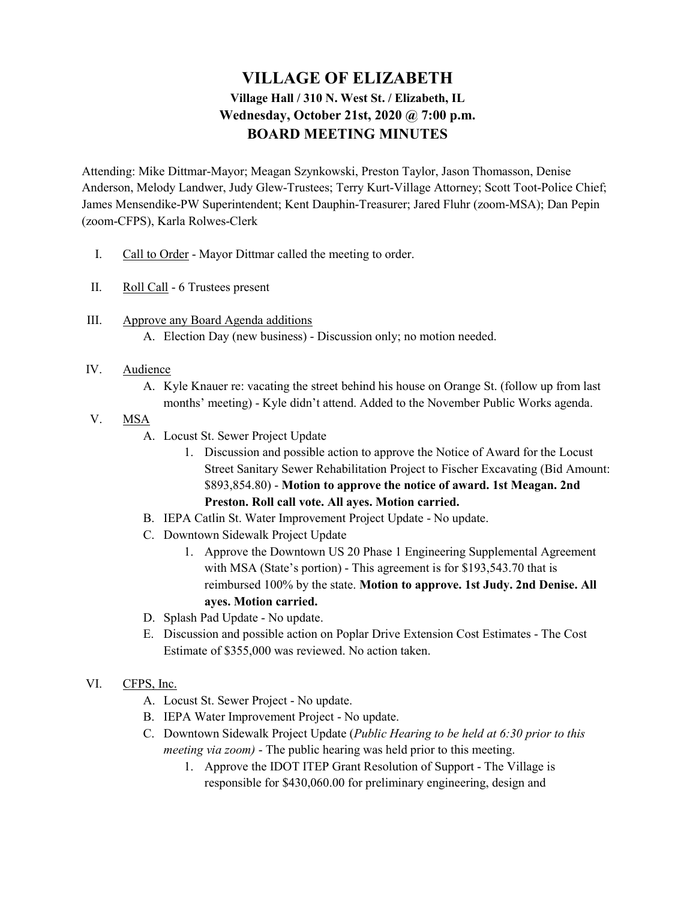# VILLAGE OF ELIZABETH

### Village Hall / 310 N. West St. / Elizabeth, IL
### Wednesday, October 21st, 2020 @ 7:00 p.m.
## BOARD MEETING MINUTES

Attending: Mike Dittmar-Mayor; Meagan Szynkowski, Preston Taylor, Jason Thomasson, Denise Anderson, Melody Landwer, Judy Glew-Trustees; Terry Kurt-Village Attorney; Scott Toot-Police Chief; James Mensendike-PW Superintendent; Kent Dauphin-Treasurer; Jared Fluhr (zoom-MSA); Dan Pepin (zoom-CFPS), Karla Rolwes-Clerk

I. Call to Order - Mayor Dittmar called the meeting to order.

II. Roll Call - 6 Trustees present

III. Approve any Board Agenda additions
   A. Election Day (new business) - Discussion only; no motion needed.

IV. Audience
   A. Kyle Knauer re: vacating the street behind his house on Orange St. (follow up from last months' meeting) - Kyle didn't attend. Added to the November Public Works agenda.

V. MSA
   A. Locust St. Sewer Project Update
      1. Discussion and possible action to approve the Notice of Award for the Locust Street Sanitary Sewer Rehabilitation Project to Fischer Excavating (Bid Amount: $893,854.80) - **Motion to approve the notice of award. 1st Meagan. 2nd Preston. Roll call vote. All ayes. Motion carried.**
   B. IEPA Catlin St. Water Improvement Project Update - No update.
   C. Downtown Sidewalk Project Update
      1. Approve the Downtown US 20 Phase 1 Engineering Supplemental Agreement with MSA (State's portion) - This agreement is for $193,543.70 that is reimbursed 100% by the state. **Motion to approve. 1st Judy. 2nd Denise. All ayes. Motion carried.**
   D. Splash Pad Update - No update.
   E. Discussion and possible action on Poplar Drive Extension Cost Estimates - The Cost Estimate of $355,000 was reviewed. No action taken.

VI. CFPS, Inc.
   A. Locust St. Sewer Project - No update.
   B. IEPA Water Improvement Project - No update.
   C. Downtown Sidewalk Project Update (*Public Hearing to be held at 6:30 prior to this meeting via zoom)* - The public hearing was held prior to this meeting.
      1. Approve the IDOT ITEP Grant Resolution of Support - The Village is responsible for $430,060.00 for preliminary engineering, design and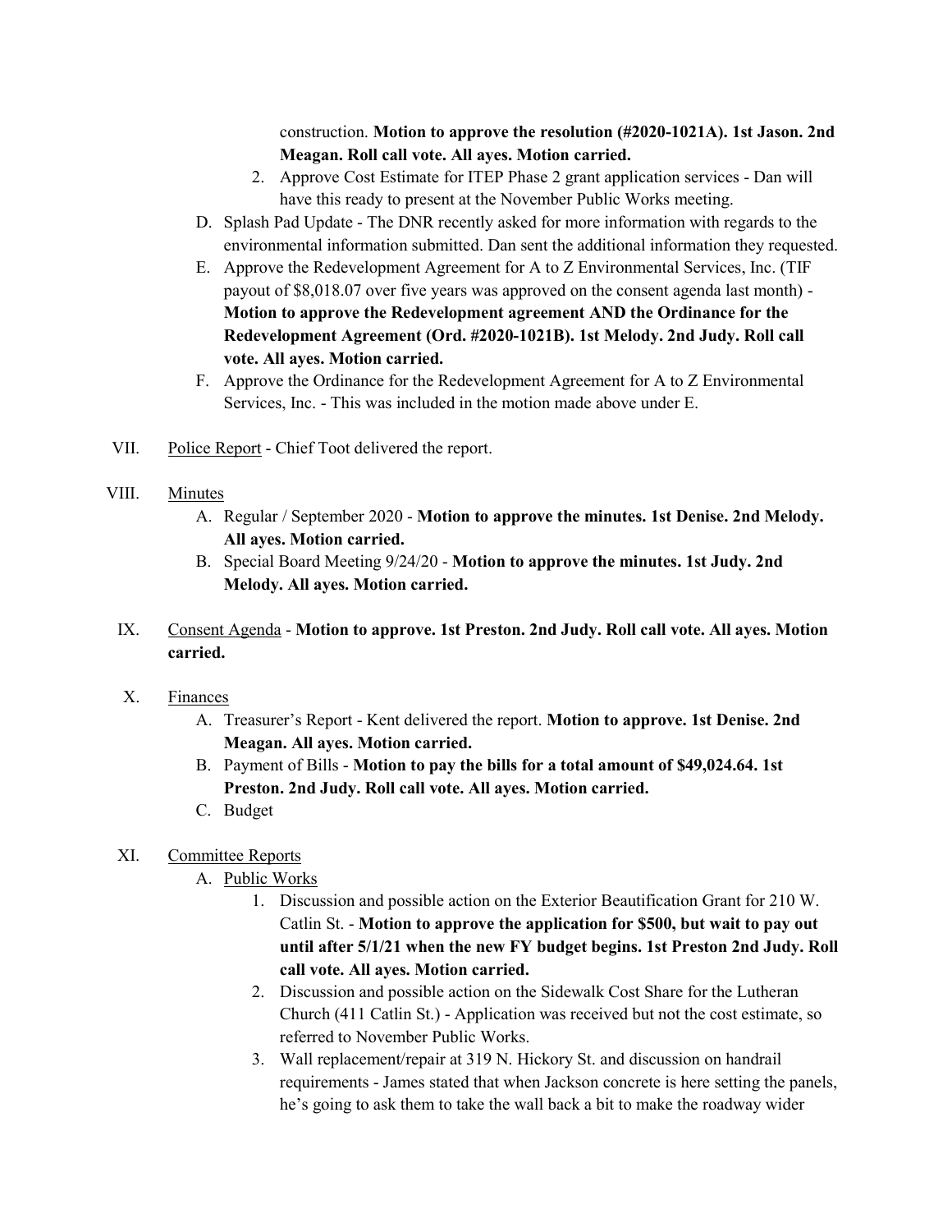construction. **Motion to approve the resolution (#2020-1021A). 1st Jason. 2nd Meagan. Roll call vote. All ayes. Motion carried.**

2. Approve Cost Estimate for ITEP Phase 2 grant application services - Dan will have this ready to present at the November Public Works meeting.

D. Splash Pad Update - The DNR recently asked for more information with regards to the environmental information submitted. Dan sent the additional information they requested.

E. Approve the Redevelopment Agreement for A to Z Environmental Services, Inc. (TIF payout of $8,018.07 over five years was approved on the consent agenda last month) - **Motion to approve the Redevelopment agreement AND the Ordinance for the Redevelopment Agreement (Ord. #2020-1021B). 1st Melody. 2nd Judy. Roll call vote. All ayes. Motion carried.**

F. Approve the Ordinance for the Redevelopment Agreement for A to Z Environmental Services, Inc. - This was included in the motion made above under E.

VII. Police Report - Chief Toot delivered the report.

VIII. Minutes

A. Regular / September 2020 - **Motion to approve the minutes. 1st Denise. 2nd Melody. All ayes. Motion carried.**

B. Special Board Meeting 9/24/20 - **Motion to approve the minutes. 1st Judy. 2nd Melody. All ayes. Motion carried.**

IX. Consent Agenda - **Motion to approve. 1st Preston. 2nd Judy. Roll call vote. All ayes. Motion carried.**

X. Finances

A. Treasurer's Report - Kent delivered the report. **Motion to approve. 1st Denise. 2nd Meagan. All ayes. Motion carried.**

B. Payment of Bills - **Motion to pay the bills for a total amount of $49,024.64. 1st Preston. 2nd Judy. Roll call vote. All ayes. Motion carried.**

C. Budget

XI. Committee Reports

A. Public Works

1. Discussion and possible action on the Exterior Beautification Grant for 210 W. Catlin St. - **Motion to approve the application for $500, but wait to pay out until after 5/1/21 when the new FY budget begins. 1st Preston 2nd Judy. Roll call vote. All ayes. Motion carried.**

2. Discussion and possible action on the Sidewalk Cost Share for the Lutheran Church (411 Catlin St.) - Application was received but not the cost estimate, so referred to November Public Works.

3. Wall replacement/repair at 319 N. Hickory St. and discussion on handrail requirements - James stated that when Jackson concrete is here setting the panels, he's going to ask them to take the wall back a bit to make the roadway wider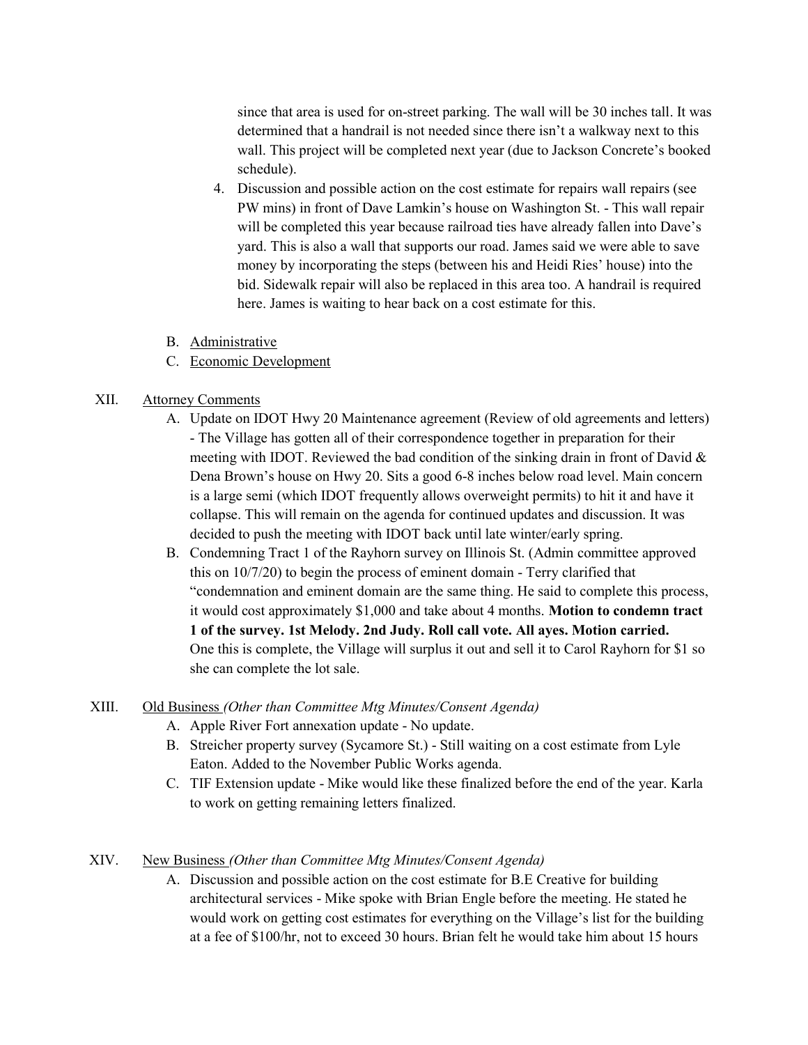since that area is used for on-street parking. The wall will be 30 inches tall. It was determined that a handrail is not needed since there isn't a walkway next to this wall. This project will be completed next year (due to Jackson Concrete's booked schedule).

4. Discussion and possible action on the cost estimate for repairs wall repairs (see PW mins) in front of Dave Lamkin's house on Washington St. - This wall repair will be completed this year because railroad ties have already fallen into Dave's yard. This is also a wall that supports our road. James said we were able to save money by incorporating the steps (between his and Heidi Ries' house) into the bid. Sidewalk repair will also be replaced in this area too. A handrail is required here. James is waiting to hear back on a cost estimate for this.

B. Administrative

C. Economic Development

XII. Attorney Comments

A. Update on IDOT Hwy 20 Maintenance agreement (Review of old agreements and letters) - The Village has gotten all of their correspondence together in preparation for their meeting with IDOT. Reviewed the bad condition of the sinking drain in front of David & Dena Brown's house on Hwy 20. Sits a good 6-8 inches below road level. Main concern is a large semi (which IDOT frequently allows overweight permits) to hit it and have it collapse. This will remain on the agenda for continued updates and discussion. It was decided to push the meeting with IDOT back until late winter/early spring.

B. Condemning Tract 1 of the Rayhorn survey on Illinois St. (Admin committee approved this on 10/7/20) to begin the process of eminent domain - Terry clarified that "condemnation and eminent domain are the same thing. He said to complete this process, it would cost approximately $1,000 and take about 4 months. **Motion to condemn tract 1 of the survey. 1st Melody. 2nd Judy. Roll call vote. All ayes. Motion carried.** One this is complete, the Village will surplus it out and sell it to Carol Rayhorn for $1 so she can complete the lot sale.

XIII. Old Business *(Other than Committee Mtg Minutes/Consent Agenda)*

A. Apple River Fort annexation update - No update.

B. Streicher property survey (Sycamore St.) - Still waiting on a cost estimate from Lyle Eaton. Added to the November Public Works agenda.

C. TIF Extension update - Mike would like these finalized before the end of the year. Karla to work on getting remaining letters finalized.

XIV. New Business *(Other than Committee Mtg Minutes/Consent Agenda)*

A. Discussion and possible action on the cost estimate for B.E Creative for building architectural services - Mike spoke with Brian Engle before the meeting. He stated he would work on getting cost estimates for everything on the Village's list for the building at a fee of $100/hr, not to exceed 30 hours. Brian felt he would take him about 15 hours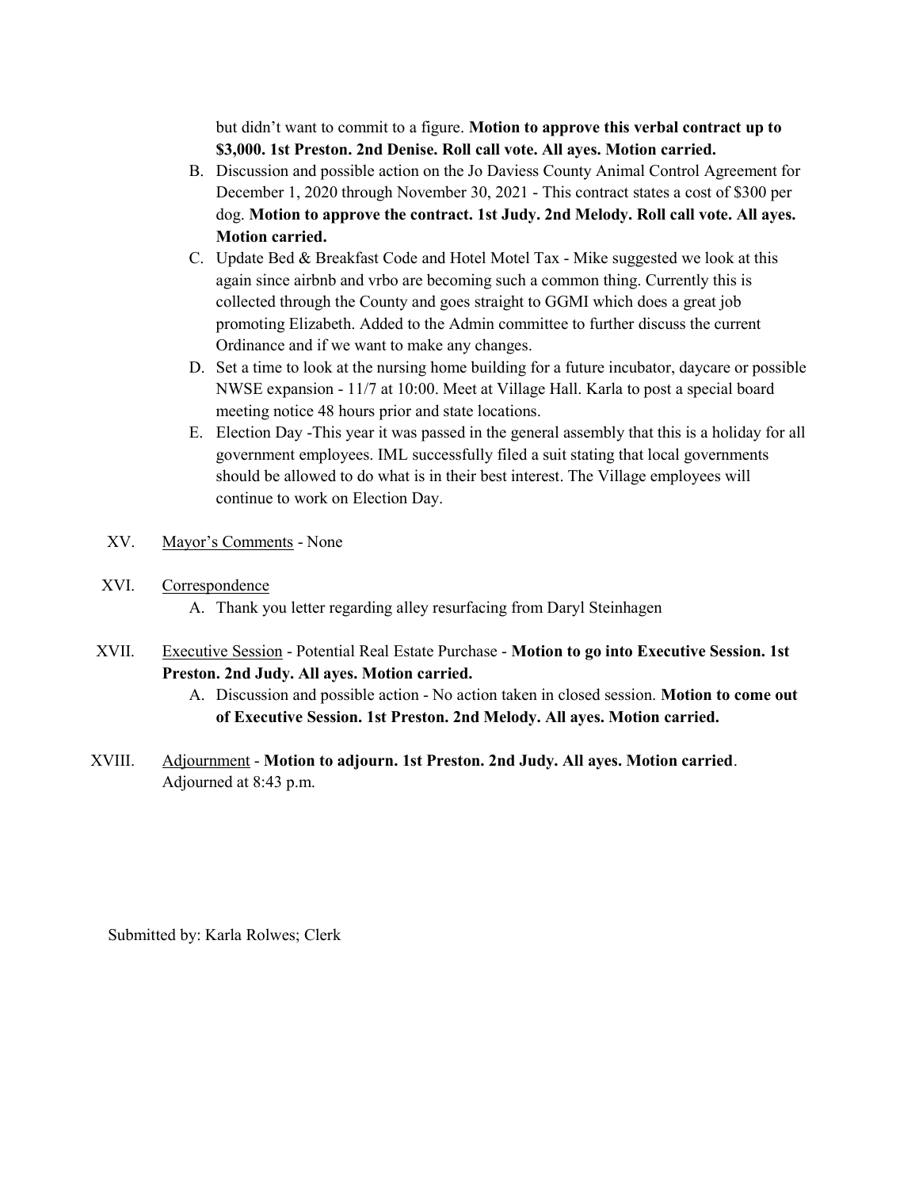but didn't want to commit to a figure. **Motion to approve this verbal contract up to $3,000. 1st Preston. 2nd Denise. Roll call vote. All ayes. Motion carried.**

B. Discussion and possible action on the Jo Daviess County Animal Control Agreement for December 1, 2020 through November 30, 2021 - This contract states a cost of $300 per dog. **Motion to approve the contract. 1st Judy. 2nd Melody. Roll call vote. All ayes. Motion carried.**

C. Update Bed & Breakfast Code and Hotel Motel Tax - Mike suggested we look at this again since airbnb and vrbo are becoming such a common thing. Currently this is collected through the County and goes straight to GGMI which does a great job promoting Elizabeth. Added to the Admin committee to further discuss the current Ordinance and if we want to make any changes.

D. Set a time to look at the nursing home building for a future incubator, daycare or possible NWSE expansion - 11/7 at 10:00. Meet at Village Hall. Karla to post a special board meeting notice 48 hours prior and state locations.

E. Election Day -This year it was passed in the general assembly that this is a holiday for all government employees. IML successfully filed a suit stating that local governments should be allowed to do what is in their best interest. The Village employees will continue to work on Election Day.

XV. Mayor's Comments - None

XVI. Correspondence

A. Thank you letter regarding alley resurfacing from Daryl Steinhagen

XVII. Executive Session - Potential Real Estate Purchase - **Motion to go into Executive Session. 1st Preston. 2nd Judy. All ayes. Motion carried.**

A. Discussion and possible action - No action taken in closed session. **Motion to come out of Executive Session. 1st Preston. 2nd Melody. All ayes. Motion carried.**

XVIII. Adjournment - **Motion to adjourn. 1st Preston. 2nd Judy. All ayes. Motion carried**. Adjourned at 8:43 p.m.

Submitted by: Karla Rolwes; Clerk